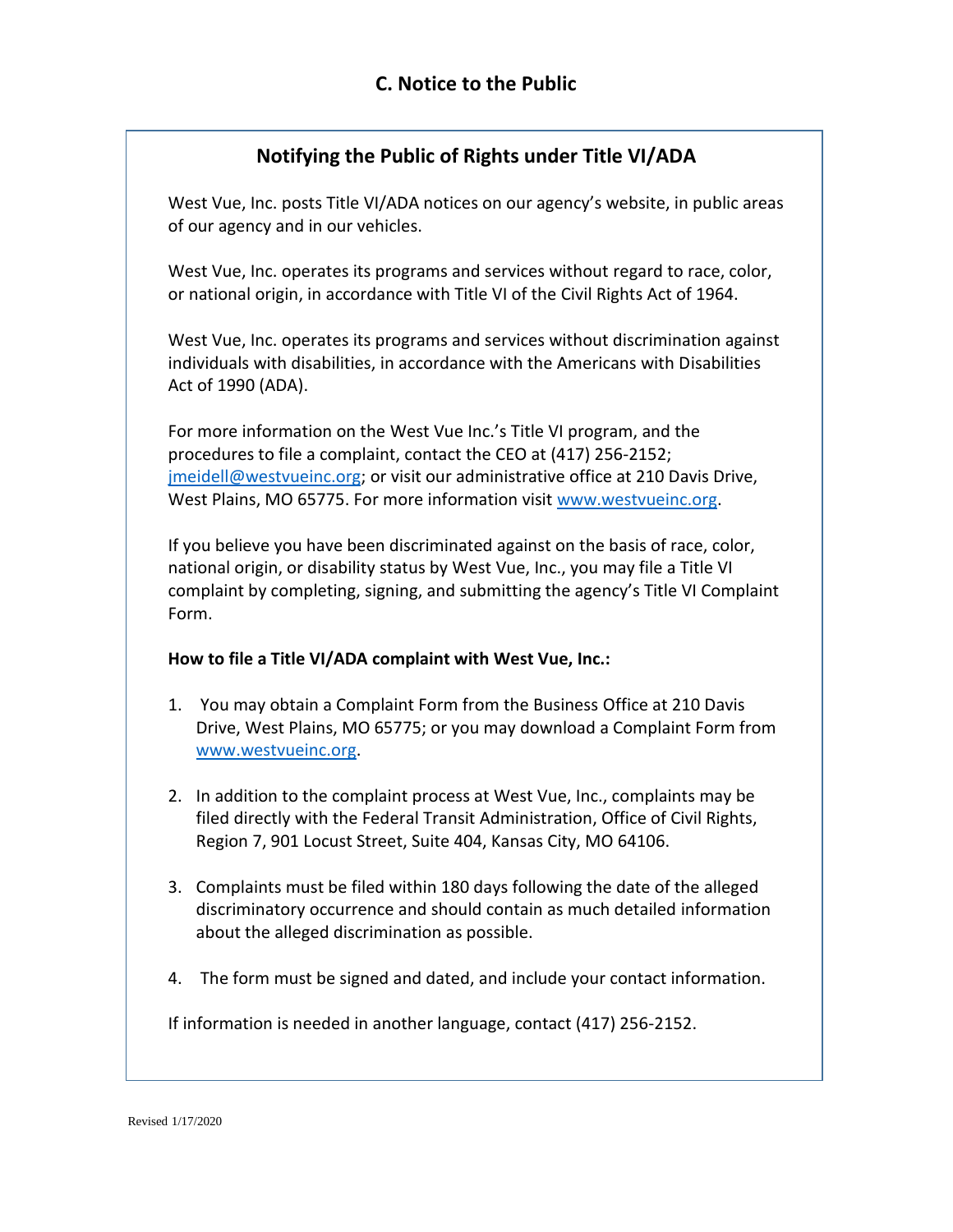## C. Notice to the Public

### Notifying the Public of Rights under Title VI/ADA

West Vue, Inc. posts Title VI/ADA notices on our agency's website, in public areas of our agency and in our vehicles.

West Vue, Inc. operates its programs and services without regard to race, color, or national origin, in accordance with Title VI of the Civil Rights Act of 1964.

West Vue, Inc. operates its programs and services without discrimination against individuals with disabilities, in accordance with the Americans with Disabilities Act of 1990 (ADA).

For more information on the West Vue Inc.'s Title VI program, and the procedures to file a complaint, contact the CEO at (417) 256-2152; jmeidell@westvueinc.org; or visit our administrative office at 210 Davis Drive, West Plains, MO 65775. For more information visit www.westvueinc.org.

If you believe you have been discriminated against on the basis of race, color, national origin, or disability status by West Vue, Inc., you may file a Title VI complaint by completing, signing, and submitting the agency's Title VI Complaint Form.

**How to file a Title VI/ADA complaint with West Vue, Inc.:**

1. You may obtain a Complaint Form from the Business Office at 210 Davis Drive, West Plains, MO 65775; or you may download a Complaint Form from www.westvueinc.org.
2. In addition to the complaint process at West Vue, Inc., complaints may be filed directly with the Federal Transit Administration, Office of Civil Rights, Region 7, 901 Locust Street, Suite 404, Kansas City, MO 64106.
3. Complaints must be filed within 180 days following the date of the alleged discriminatory occurrence and should contain as much detailed information about the alleged discrimination as possible.
4. The form must be signed and dated, and include your contact information.

If information is needed in another language, contact (417) 256-2152.

Revised 1/17/2020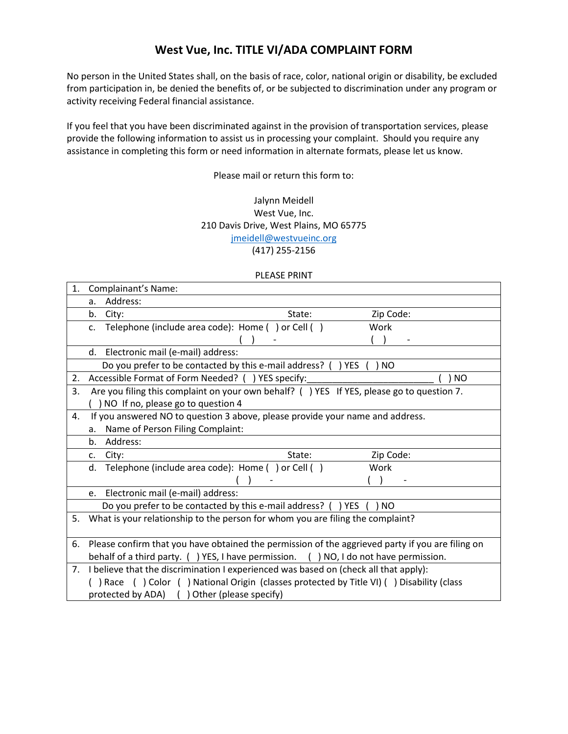# West Vue, Inc. TITLE VI/ADA COMPLAINT FORM

No person in the United States shall, on the basis of race, color, national origin or disability, be excluded from participation in, be denied the benefits of, or be subjected to discrimination under any program or activity receiving Federal financial assistance.

If you feel that you have been discriminated against in the provision of transportation services, please provide the following information to assist us in processing your complaint. Should you require any assistance in completing this form or need information in alternate formats, please let us know.

Please mail or return this form to:

Jalynn Meidell
West Vue, Inc.
210 Davis Drive, West Plains, MO 65775
jmeidell@westvueinc.org
(417) 255-2156

PLEASE PRINT

| | | |
|---|---|---|
| 1. Complainant's Name: | | |
| a. Address: | | |
| b. City: | State: | Zip Code: |
| c. Telephone (include area code): Home ( ) or Cell ( )<br>( ) - | | Work<br>( ) - |
| d. Electronic mail (e-mail) address: | | |
| Do you prefer to be contacted by this e-mail address? ( ) YES ( ) NO | | |
| 2. Accessible Format of Form Needed? ( ) YES specify:_________________________ ( ) NO | | |
| 3. Are you filing this complaint on your own behalf? ( ) YES If YES, please go to question 7.<br>( ) NO If no, please go to question 4 | | |
| 4. If you answered NO to question 3 above, please provide your name and address.<br>a. Name of Person Filing Complaint: | | |
| b. Address: | | |
| c. City: | State: | Zip Code: |
| d. Telephone (include area code): Home ( ) or Cell ( )<br>( ) - | | Work<br>( ) - |
| e. Electronic mail (e-mail) address: | | |
| Do you prefer to be contacted by this e-mail address? ( ) YES ( ) NO | | |
| 5. What is your relationship to the person for whom you are filing the complaint? | | |
| 6. Please confirm that you have obtained the permission of the aggrieved party if you are filing on behalf of a third party. ( ) YES, I have permission. ( ) NO, I do not have permission. | | |
| 7. I believe that the discrimination I experienced was based on (check all that apply):<br>( ) Race ( ) Color ( ) National Origin (classes protected by Title VI) ( ) Disability (class protected by ADA) ( ) Other (please specify) | | |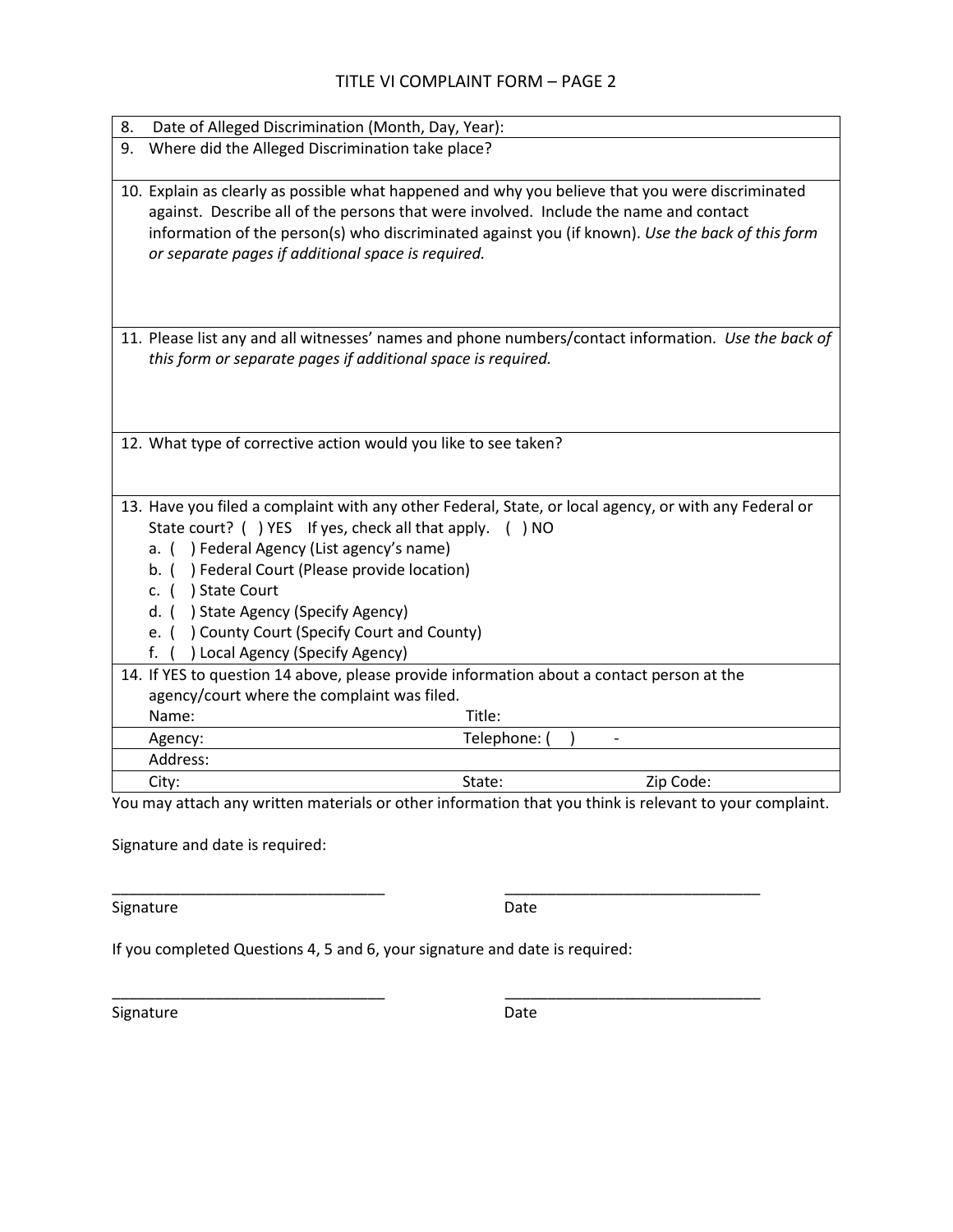# TITLE VI COMPLAINT FORM – PAGE 2

8. Date of Alleged Discrimination (Month, Day, Year):

9. Where did the Alleged Discrimination take place?

10. Explain as clearly as possible what happened and why you believe that you were discriminated against. Describe all of the persons that were involved. Include the name and contact information of the person(s) who discriminated against you (if known). *Use the back of this form or separate pages if additional space is required.*

11. Please list any and all witnesses' names and phone numbers/contact information. *Use the back of this form or separate pages if additional space is required.*

12. What type of corrective action would you like to see taken?

13. Have you filed a complaint with any other Federal, State, or local agency, or with any Federal or State court? ( ) YES If yes, check all that apply. ( ) NO
    a. ( ) Federal Agency (List agency's name)
    b. ( ) Federal Court (Please provide location)
    c. ( ) State Court
    d. ( ) State Agency (Specify Agency)
    e. ( ) County Court (Specify Court and County)
    f. ( ) Local Agency (Specify Agency)

14. If YES to question 14 above, please provide information about a contact person at the agency/court where the complaint was filed.

| | | |
|---|---|---|
| Name: | Title: | |
| Agency: | Telephone: ( ) - | |
| Address: | | |
| City: | State: | Zip Code: |

You may attach any written materials or other information that you think is relevant to your complaint.

Signature and date is required:

________________________________ ______________________________

Signature Date

If you completed Questions 4, 5 and 6, your signature and date is required:

________________________________ ______________________________

Signature Date